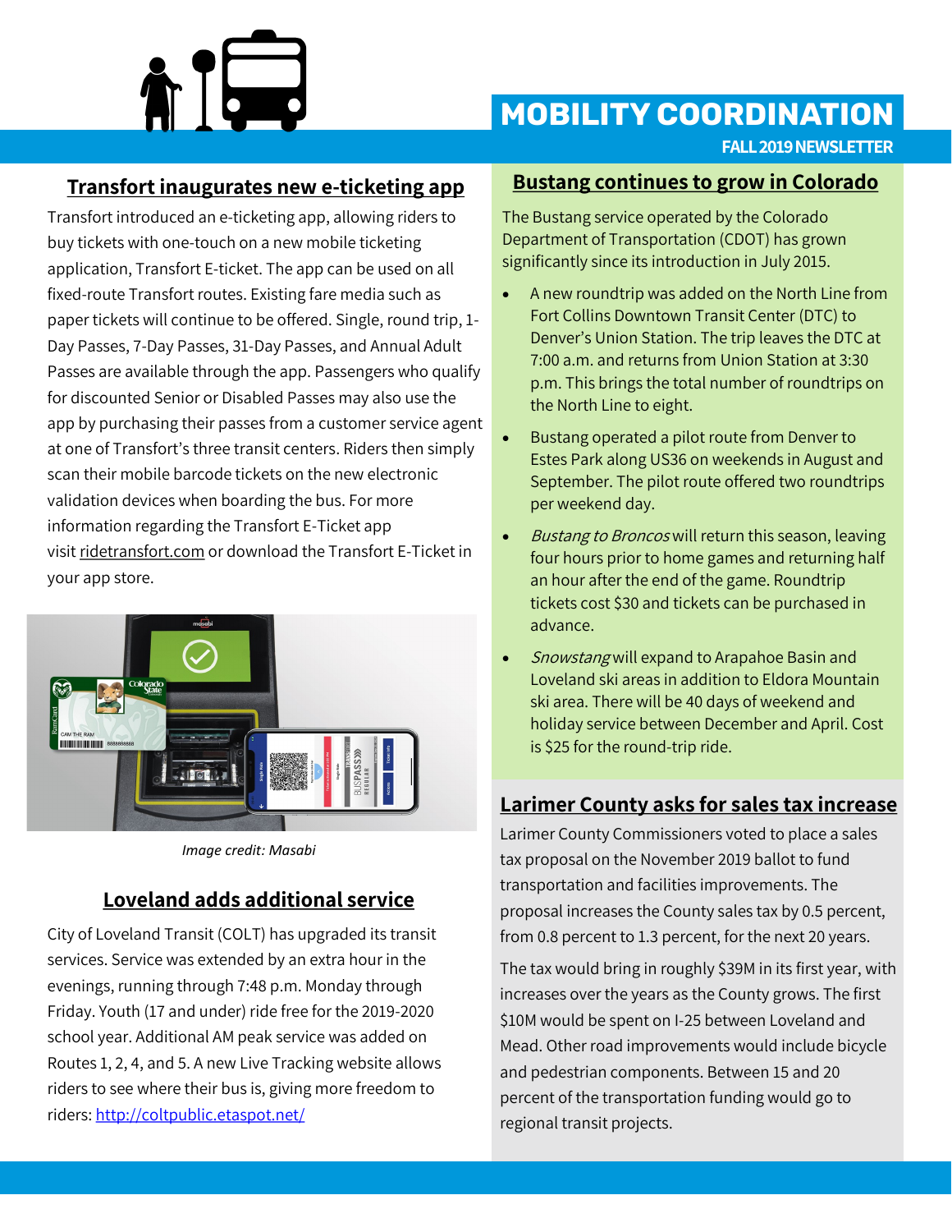# MOBILITY COORDINATION

FALL 2019 NEWSLETTER

## Transfort inaugurates new e-ticketing app

Transfort introduced an e-ticketing app, allowing riders to buy tickets with one-touch on a new mobile ticketing application, Transfort E-ticket. The app can be used on all fixed-route Transfort routes. Existing fare media such as paper tickets will continue to be offered. Single, round trip, 1-Day Passes, 7-Day Passes, 31-Day Passes, and Annual Adult Passes are available through the app. Passengers who qualify for discounted Senior or Disabled Passes may also use the app by purchasing their passes from a customer service agent at one of Transfort's three transit centers. Riders then simply scan their mobile barcode tickets on the new electronic validation devices when boarding the bus. For more information regarding the Transfort E-Ticket app visit ridetransfort.com or download the Transfort E-Ticket in your app store.

*Image credit: Masabi*

## Loveland adds additional service

City of Loveland Transit (COLT) has upgraded its transit services. Service was extended by an extra hour in the evenings, running through 7:48 p.m. Monday through Friday. Youth (17 and under) ride free for the 2019-2020 school year. Additional AM peak service was added on Routes 1, 2, 4, and 5. A new Live Tracking website allows riders to see where their bus is, giving more freedom to riders: http://coltpublic.etaspot.net/

## Bustang continues to grow in Colorado

The Bustang service operated by the Colorado Department of Transportation (CDOT) has grown significantly since its introduction in July 2015.

- A new roundtrip was added on the North Line from Fort Collins Downtown Transit Center (DTC) to Denver's Union Station. The trip leaves the DTC at 7:00 a.m. and returns from Union Station at 3:30 p.m. This brings the total number of roundtrips on the North Line to eight.
- Bustang operated a pilot route from Denver to Estes Park along US36 on weekends in August and September. The pilot route offered two roundtrips per weekend day.
- *Bustang to Broncos* will return this season, leaving four hours prior to home games and returning half an hour after the end of the game. Roundtrip tickets cost $30 and tickets can be purchased in advance.
- *Snowstang* will expand to Arapahoe Basin and Loveland ski areas in addition to Eldora Mountain ski area. There will be 40 days of weekend and holiday service between December and April. Cost is $25 for the round-trip ride.

## Larimer County asks for sales tax increase

Larimer County Commissioners voted to place a sales tax proposal on the November 2019 ballot to fund transportation and facilities improvements. The proposal increases the County sales tax by 0.5 percent, from 0.8 percent to 1.3 percent, for the next 20 years.

The tax would bring in roughly $39M in its first year, with increases over the years as the County grows. The first $10M would be spent on I-25 between Loveland and Mead. Other road improvements would include bicycle and pedestrian components. Between 15 and 20 percent of the transportation funding would go to regional transit projects.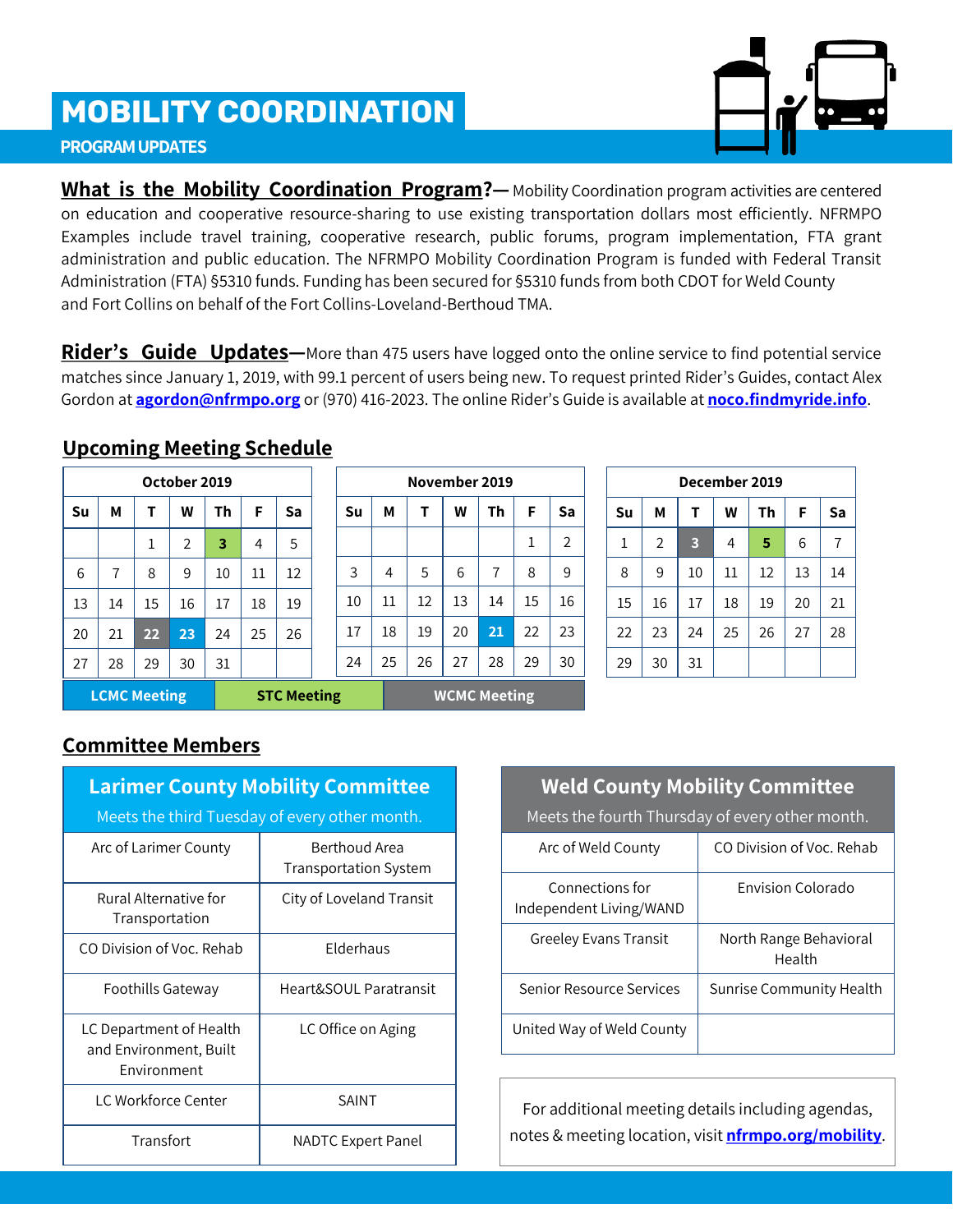# MOBILITY COORDINATION

**PROGRAM UPDATES**

**What is the Mobility Coordination Program?—** Mobility Coordination program activities are centered on education and cooperative resource-sharing to use existing transportation dollars most efficiently. NFRMPO Examples include travel training, cooperative research, public forums, program implementation, FTA grant administration and public education. The NFRMPO Mobility Coordination Program is funded with Federal Transit Administration (FTA) §5310 funds. Funding has been secured for §5310 funds from both CDOT for Weld County and Fort Collins on behalf of the Fort Collins-Loveland-Berthoud TMA.

**Rider's Guide Updates—** More than 475 users have logged onto the online service to find potential service matches since January 1, 2019, with 99.1 percent of users being new. To request printed Rider's Guides, contact Alex Gordon at **agordon@nfrmpo.org** or (970) 416-2023. The online Rider's Guide is available at **noco.findmyride.info**.

## Upcoming Meeting Schedule

**October 2019**

| Su | M | T | W | Th | F | Sa |
|---|---|---|---|---|---|---|
| | | 1 | 2 | 3 | 4 | 5 |
| 6 | 7 | 8 | 9 | 10 | 11 | 12 |
| 13 | 14 | 15 | 16 | 17 | 18 | 19 |
| 20 | 21 | 22 | 23 | 24 | 25 | 26 |
| 27 | 28 | 29 | 30 | 31 | | |

**November 2019**

| Su | M | T | W | Th | F | Sa |
|---|---|---|---|---|---|---|
| | | | | | 1 | 2 |
| 3 | 4 | 5 | 6 | 7 | 8 | 9 |
| 10 | 11 | 12 | 13 | 14 | 15 | 16 |
| 17 | 18 | 19 | 20 | 21 | 22 | 23 |
| 24 | 25 | 26 | 27 | 28 | 29 | 30 |

**December 2019**

| Su | M | T | W | Th | F | Sa |
|---|---|---|---|---|---|---|
| 1 | 2 | 3 | 4 | 5 | 6 | 7 |
| 8 | 9 | 10 | 11 | 12 | 13 | 14 |
| 15 | 16 | 17 | 18 | 19 | 20 | 21 |
| 22 | 23 | 24 | 25 | 26 | 27 | 28 |
| 29 | 30 | 31 | | | | |

LCMC Meeting: October 23, November 21
STC Meeting: October 3, December 5
WCMC Meeting: October 22, December 3

## Committee Members

| Larimer County Mobility Committee<br>Meets the third Tuesday of every other month. | |
|---|---|
| Arc of Larimer County | Berthoud Area Transportation System |
| Rural Alternative for Transportation | City of Loveland Transit |
| CO Division of Voc. Rehab | Elderhaus |
| Foothills Gateway | Heart&SOUL Paratransit |
| LC Department of Health and Environment, Built Environment | LC Office on Aging |
| LC Workforce Center | SAINT |
| Transfort | NADTC Expert Panel |

| Weld County Mobility Committee<br>Meets the fourth Thursday of every other month. | |
|---|---|
| Arc of Weld County | CO Division of Voc. Rehab |
| Connections for Independent Living/WAND | Envision Colorado |
| Greeley Evans Transit | North Range Behavioral Health |
| Senior Resource Services | Sunrise Community Health |
| United Way of Weld County | |

For additional meeting details including agendas, notes & meeting location, visit **nfrmpo.org/mobility**.